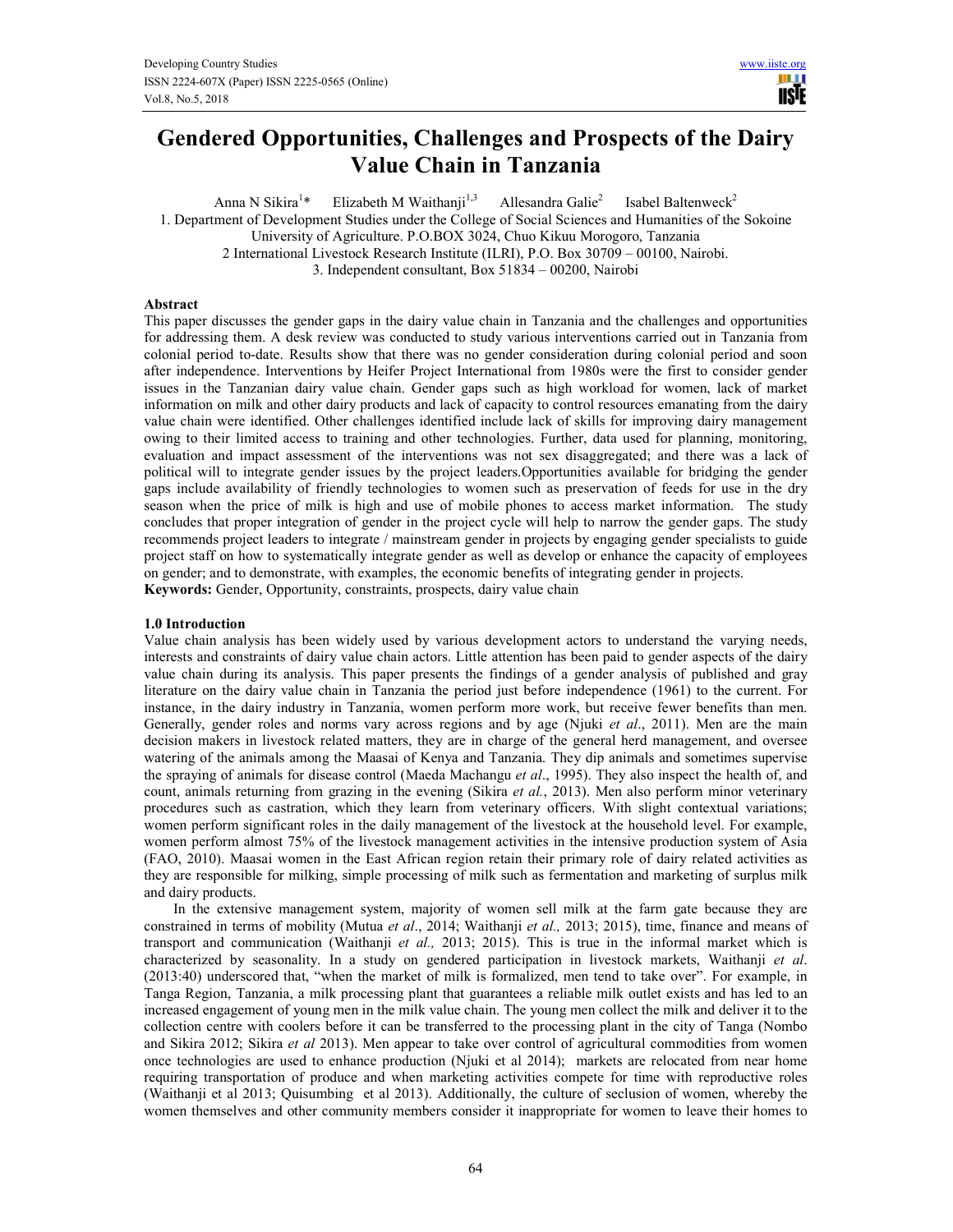# Gendered Opportunities, Challenges and Prospects of the Dairy Value Chain in Tanzania

Anna N Sikira[1]* Elizabeth M Waithanji[1,3] Allesandra Galie[2] Isabel Baltenweck[2]

1. Department of Development Studies under the College of Social Sciences and Humanities of the Sokoine University of Agriculture. P.O.BOX 3024, Chuo Kikuu Morogoro, Tanzania
2. International Livestock Research Institute (ILRI), P.O. Box 30709 – 00100, Nairobi.
3. Independent consultant, Box 51834 – 00200, Nairobi

## Abstract

This paper discusses the gender gaps in the dairy value chain in Tanzania and the challenges and opportunities for addressing them. A desk review was conducted to study various interventions carried out in Tanzania from colonial period to-date. Results show that there was no gender consideration during colonial period and soon after independence. Interventions by Heifer Project International from 1980s were the first to consider gender issues in the Tanzanian dairy value chain. Gender gaps such as high workload for women, lack of market information on milk and other dairy products and lack of capacity to control resources emanating from the dairy value chain were identified. Other challenges identified include lack of skills for improving dairy management owing to their limited access to training and other technologies. Further, data used for planning, monitoring, evaluation and impact assessment of the interventions was not sex disaggregated; and there was a lack of political will to integrate gender issues by the project leaders.Opportunities available for bridging the gender gaps include availability of friendly technologies to women such as preservation of feeds for use in the dry season when the price of milk is high and use of mobile phones to access market information. The study concludes that proper integration of gender in the project cycle will help to narrow the gender gaps. The study recommends project leaders to integrate / mainstream gender in projects by engaging gender specialists to guide project staff on how to systematically integrate gender as well as develop or enhance the capacity of employees on gender; and to demonstrate, with examples, the economic benefits of integrating gender in projects.

**Keywords:** Gender, Opportunity, constraints, prospects, dairy value chain

## 1.0 Introduction

Value chain analysis has been widely used by various development actors to understand the varying needs, interests and constraints of dairy value chain actors. Little attention has been paid to gender aspects of the dairy value chain during its analysis. This paper presents the findings of a gender analysis of published and gray literature on the dairy value chain in Tanzania the period just before independence (1961) to the current. For instance, in the dairy industry in Tanzania, women perform more work, but receive fewer benefits than men. Generally, gender roles and norms vary across regions and by age (Njuki *et al*., 2011). Men are the main decision makers in livestock related matters, they are in charge of the general herd management, and oversee watering of the animals among the Maasai of Kenya and Tanzania. They dip animals and sometimes supervise the spraying of animals for disease control (Maeda Machangu *et al*., 1995). They also inspect the health of, and count, animals returning from grazing in the evening (Sikira *et al.*, 2013). Men also perform minor veterinary procedures such as castration, which they learn from veterinary officers. With slight contextual variations; women perform significant roles in the daily management of the livestock at the household level. For example, women perform almost 75% of the livestock management activities in the intensive production system of Asia (FAO, 2010). Maasai women in the East African region retain their primary role of dairy related activities as they are responsible for milking, simple processing of milk such as fermentation and marketing of surplus milk and dairy products.

In the extensive management system, majority of women sell milk at the farm gate because they are constrained in terms of mobility (Mutua *et al*., 2014; Waithanji *et al.,* 2013; 2015), time, finance and means of transport and communication (Waithanji *et al.,* 2013; 2015). This is true in the informal market which is characterized by seasonality. In a study on gendered participation in livestock markets, Waithanji *et al*. (2013:40) underscored that, "when the market of milk is formalized, men tend to take over". For example, in Tanga Region, Tanzania, a milk processing plant that guarantees a reliable milk outlet exists and has led to an increased engagement of young men in the milk value chain. The young men collect the milk and deliver it to the collection centre with coolers before it can be transferred to the processing plant in the city of Tanga (Nombo and Sikira 2012; Sikira *et al* 2013). Men appear to take over control of agricultural commodities from women once technologies are used to enhance production (Njuki et al 2014); markets are relocated from near home requiring transportation of produce and when marketing activities compete for time with reproductive roles (Waithanji et al 2013; Quisumbing et al 2013). Additionally, the culture of seclusion of women, whereby the women themselves and other community members consider it inappropriate for women to leave their homes to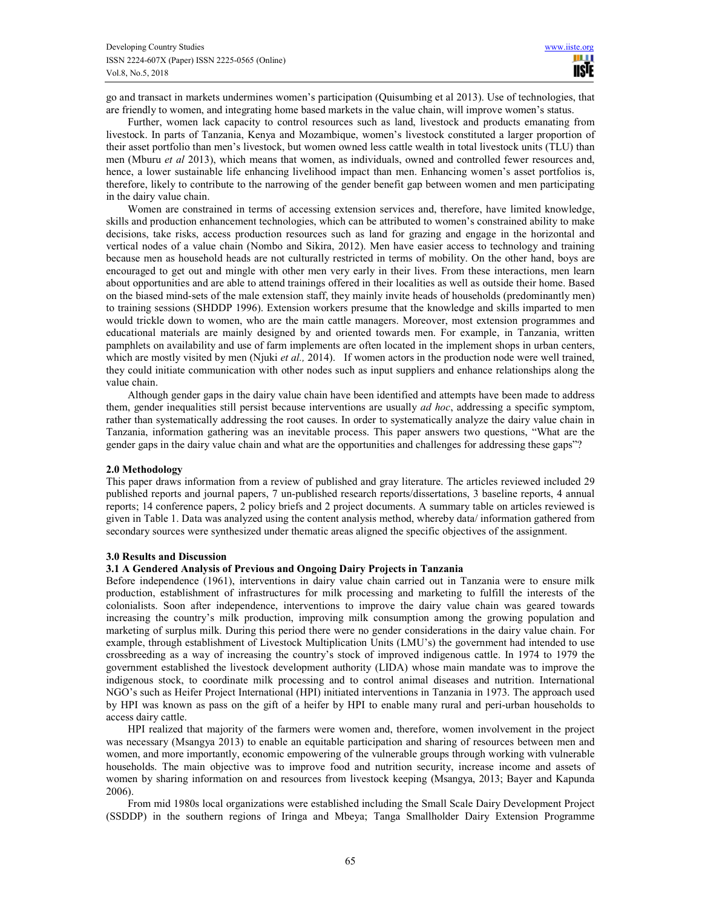go and transact in markets undermines women's participation (Quisumbing et al 2013). Use of technologies, that are friendly to women, and integrating home based markets in the value chain, will improve women's status.

Further, women lack capacity to control resources such as land, livestock and products emanating from livestock. In parts of Tanzania, Kenya and Mozambique, women's livestock constituted a larger proportion of their asset portfolio than men's livestock, but women owned less cattle wealth in total livestock units (TLU) than men (Mburu *et al* 2013), which means that women, as individuals, owned and controlled fewer resources and, hence, a lower sustainable life enhancing livelihood impact than men. Enhancing women's asset portfolios is, therefore, likely to contribute to the narrowing of the gender benefit gap between women and men participating in the dairy value chain.

Women are constrained in terms of accessing extension services and, therefore, have limited knowledge, skills and production enhancement technologies, which can be attributed to women's constrained ability to make decisions, take risks, access production resources such as land for grazing and engage in the horizontal and vertical nodes of a value chain (Nombo and Sikira, 2012). Men have easier access to technology and training because men as household heads are not culturally restricted in terms of mobility. On the other hand, boys are encouraged to get out and mingle with other men very early in their lives. From these interactions, men learn about opportunities and are able to attend trainings offered in their localities as well as outside their home. Based on the biased mind-sets of the male extension staff, they mainly invite heads of households (predominantly men) to training sessions (SHDDP 1996). Extension workers presume that the knowledge and skills imparted to men would trickle down to women, who are the main cattle managers. Moreover, most extension programmes and educational materials are mainly designed by and oriented towards men. For example, in Tanzania, written pamphlets on availability and use of farm implements are often located in the implement shops in urban centers, which are mostly visited by men (Njuki *et al.,* 2014). If women actors in the production node were well trained, they could initiate communication with other nodes such as input suppliers and enhance relationships along the value chain.

Although gender gaps in the dairy value chain have been identified and attempts have been made to address them, gender inequalities still persist because interventions are usually *ad hoc*, addressing a specific symptom, rather than systematically addressing the root causes. In order to systematically analyze the dairy value chain in Tanzania, information gathering was an inevitable process. This paper answers two questions, "What are the gender gaps in the dairy value chain and what are the opportunities and challenges for addressing these gaps"?

## 2.0 Methodology

This paper draws information from a review of published and gray literature. The articles reviewed included 29 published reports and journal papers, 7 un-published research reports/dissertations, 3 baseline reports, 4 annual reports; 14 conference papers, 2 policy briefs and 2 project documents. A summary table on articles reviewed is given in Table 1. Data was analyzed using the content analysis method, whereby data/ information gathered from secondary sources were synthesized under thematic areas aligned the specific objectives of the assignment.

## 3.0 Results and Discussion

### 3.1 A Gendered Analysis of Previous and Ongoing Dairy Projects in Tanzania

Before independence (1961), interventions in dairy value chain carried out in Tanzania were to ensure milk production, establishment of infrastructures for milk processing and marketing to fulfill the interests of the colonialists. Soon after independence, interventions to improve the dairy value chain was geared towards increasing the country's milk production, improving milk consumption among the growing population and marketing of surplus milk. During this period there were no gender considerations in the dairy value chain. For example, through establishment of Livestock Multiplication Units (LMU's) the government had intended to use crossbreeding as a way of increasing the country's stock of improved indigenous cattle. In 1974 to 1979 the government established the livestock development authority (LIDA) whose main mandate was to improve the indigenous stock, to coordinate milk processing and to control animal diseases and nutrition. International NGO's such as Heifer Project International (HPI) initiated interventions in Tanzania in 1973. The approach used by HPI was known as pass on the gift of a heifer by HPI to enable many rural and peri-urban households to access dairy cattle.

HPI realized that majority of the farmers were women and, therefore, women involvement in the project was necessary (Msangya 2013) to enable an equitable participation and sharing of resources between men and women, and more importantly, economic empowering of the vulnerable groups through working with vulnerable households. The main objective was to improve food and nutrition security, increase income and assets of women by sharing information on and resources from livestock keeping (Msangya, 2013; Bayer and Kapunda 2006).

From mid 1980s local organizations were established including the Small Scale Dairy Development Project (SSDDP) in the southern regions of Iringa and Mbeya; Tanga Smallholder Dairy Extension Programme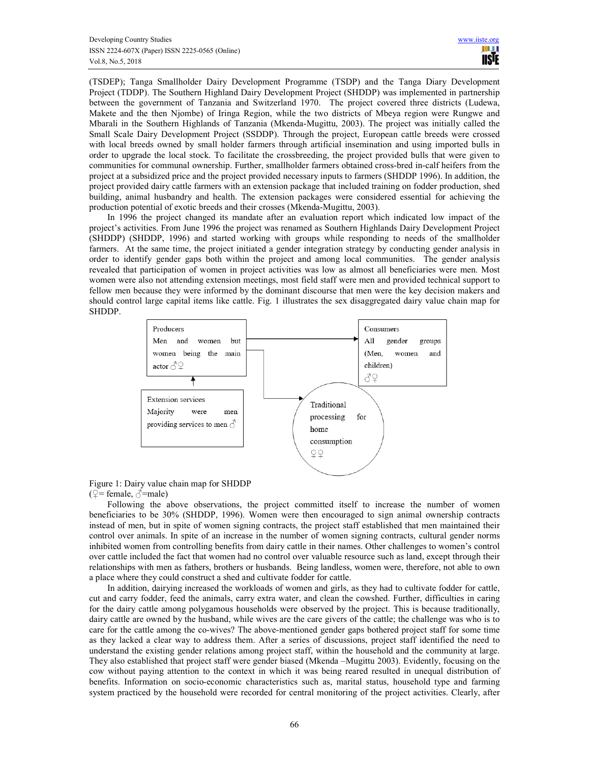(TSDEP); Tanga Smallholder Dairy Development Programme (TSDP) and the Tanga Diary Development Project (TDDP). The Southern Highland Dairy Development Project (SHDDP) was implemented in partnership between the government of Tanzania and Switzerland 1970. The project covered three districts (Ludewa, Makete and the then Njombe) of Iringa Region, while the two districts of Mbeya region were Rungwe and Mbarali in the Southern Highlands of Tanzania (Mkenda-Mugittu, 2003). The project was initially called the Small Scale Dairy Development Project (SSDDP). Through the project, European cattle breeds were crossed with local breeds owned by small holder farmers through artificial insemination and using imported bulls in order to upgrade the local stock. To facilitate the crossbreeding, the project provided bulls that were given to communities for communal ownership. Further, smallholder farmers obtained cross-bred in-calf heifers from the project at a subsidized price and the project provided necessary inputs to farmers (SHDDP 1996). In addition, the project provided dairy cattle farmers with an extension package that included training on fodder production, shed building, animal husbandry and health. The extension packages were considered essential for achieving the production potential of exotic breeds and their crosses (Mkenda-Mugittu, 2003).

In 1996 the project changed its mandate after an evaluation report which indicated low impact of the project's activities. From June 1996 the project was renamed as Southern Highlands Dairy Development Project (SHDDP) (SHDDP, 1996) and started working with groups while responding to needs of the smallholder farmers. At the same time, the project initiated a gender integration strategy by conducting gender analysis in order to identify gender gaps both within the project and among local communities. The gender analysis revealed that participation of women in project activities was low as almost all beneficiaries were men. Most women were also not attending extension meetings, most field staff were men and provided technical support to fellow men because they were informed by the dominant discourse that men were the key decision makers and should control large capital items like cattle. Fig. 1 illustrates the sex disaggregated dairy value chain map for SHDDP.

Producers
Men and women but women being the main actor ♂♀

Consumers
All gender groups (Men, women and children) ♂♀

Extension services
Majority were men providing services to men ♂

Traditional processing for home consumption ♀♀

Figure 1: Dairy value chain map for SHDDP
(♀= female, ♂=male)

Following the above observations, the project committed itself to increase the number of women beneficiaries to be 30% (SHDDP, 1996). Women were then encouraged to sign animal ownership contracts instead of men, but in spite of women signing contracts, the project staff established that men maintained their control over animals. In spite of an increase in the number of women signing contracts, cultural gender norms inhibited women from controlling benefits from dairy cattle in their names. Other challenges to women's control over cattle included the fact that women had no control over valuable resource such as land, except through their relationships with men as fathers, brothers or husbands. Being landless, women were, therefore, not able to own a place where they could construct a shed and cultivate fodder for cattle.

In addition, dairying increased the workloads of women and girls, as they had to cultivate fodder for cattle, cut and carry fodder, feed the animals, carry extra water, and clean the cowshed. Further, difficulties in caring for the dairy cattle among polygamous households were observed by the project. This is because traditionally, dairy cattle are owned by the husband, while wives are the care givers of the cattle; the challenge was who is to care for the cattle among the co-wives? The above-mentioned gender gaps bothered project staff for some time as they lacked a clear way to address them. After a series of discussions, project staff identified the need to understand the existing gender relations among project staff, within the household and the community at large. They also established that project staff were gender biased (Mkenda –Mugittu 2003). Evidently, focusing on the cow without paying attention to the context in which it was being reared resulted in unequal distribution of benefits. Information on socio-economic characteristics such as, marital status, household type and farming system practiced by the household were recorded for central monitoring of the project activities. Clearly, after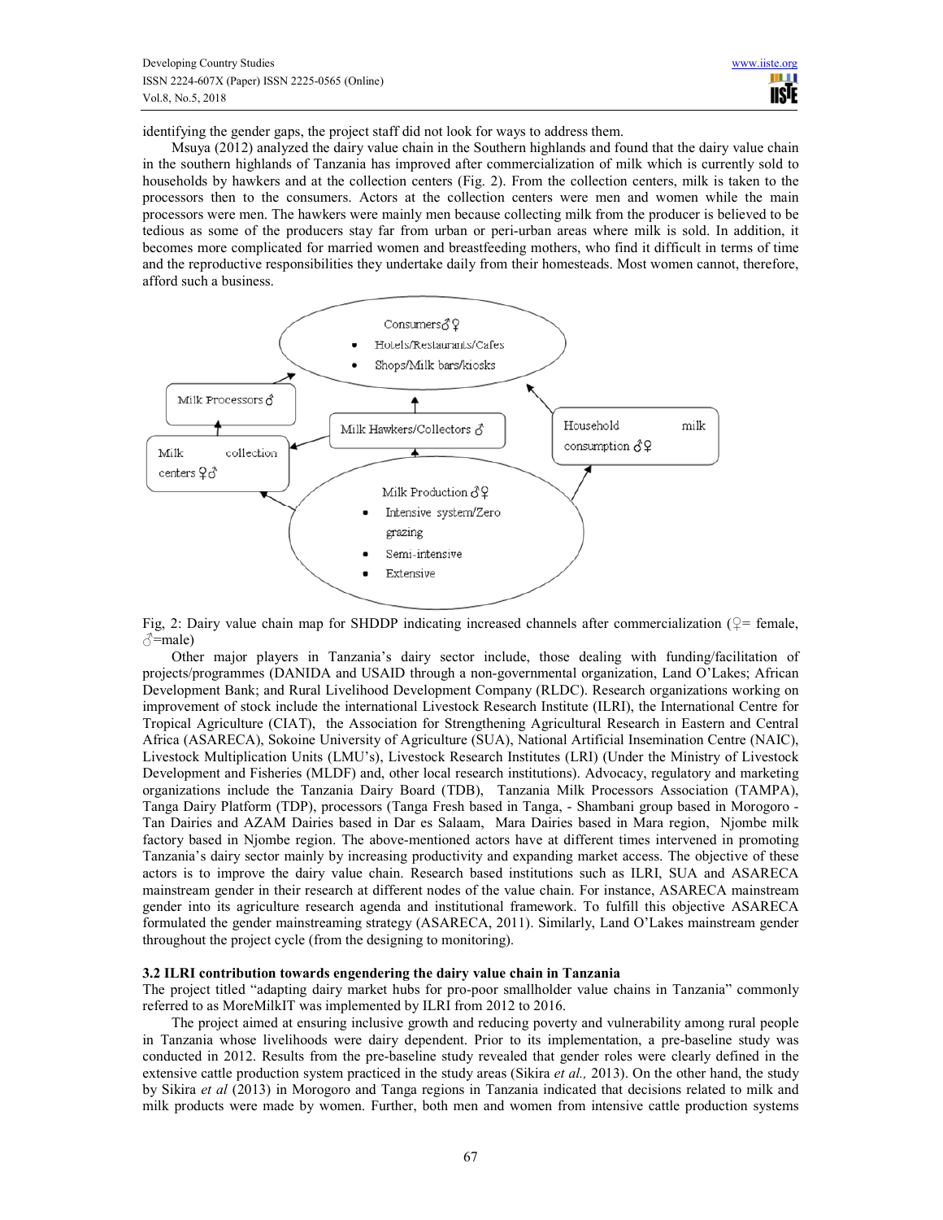identifying the gender gaps, the project staff did not look for ways to address them.

Msuya (2012) analyzed the dairy value chain in the Southern highlands and found that the dairy value chain in the southern highlands of Tanzania has improved after commercialization of milk which is currently sold to households by hawkers and at the collection centers (Fig. 2). From the collection centers, milk is taken to the processors then to the consumers. Actors at the collection centers were men and women while the main processors were men. The hawkers were mainly men because collecting milk from the producer is believed to be tedious as some of the producers stay far from urban or peri-urban areas where milk is sold. In addition, it becomes more complicated for married women and breastfeeding mothers, who find it difficult in terms of time and the reproductive responsibilities they undertake daily from their homesteads. Most women cannot, therefore, afford such a business.

Consumers ♂♀
- Hotels/Restaurants/Cafes
- Shops/Milk bars/kiosks

Milk Processors ♂

Milk Hawkers/Collectors ♂

Household milk consumption ♂♀

Milk collection centers ♀♂

Milk Production ♂♀
- Intensive system/Zero grazing
- Semi-intensive
- Extensive

Fig, 2: Dairy value chain map for SHDDP indicating increased channels after commercialization (♀= female, ♂=male)

Other major players in Tanzania's dairy sector include, those dealing with funding/facilitation of projects/programmes (DANIDA and USAID through a non-governmental organization, Land O'Lakes; African Development Bank; and Rural Livelihood Development Company (RLDC). Research organizations working on improvement of stock include the international Livestock Research Institute (ILRI), the International Centre for Tropical Agriculture (CIAT), the Association for Strengthening Agricultural Research in Eastern and Central Africa (ASARECA), Sokoine University of Agriculture (SUA), National Artificial Insemination Centre (NAIC), Livestock Multiplication Units (LMU's), Livestock Research Institutes (LRI) (Under the Ministry of Livestock Development and Fisheries (MLDF) and, other local research institutions). Advocacy, regulatory and marketing organizations include the Tanzania Dairy Board (TDB), Tanzania Milk Processors Association (TAMPA), Tanga Dairy Platform (TDP), processors (Tanga Fresh based in Tanga, - Shambani group based in Morogoro - Tan Dairies and AZAM Dairies based in Dar es Salaam, Mara Dairies based in Mara region, Njombe milk factory based in Njombe region. The above-mentioned actors have at different times intervened in promoting Tanzania's dairy sector mainly by increasing productivity and expanding market access. The objective of these actors is to improve the dairy value chain. Research based institutions such as ILRI, SUA and ASARECA mainstream gender in their research at different nodes of the value chain. For instance, ASARECA mainstream gender into its agriculture research agenda and institutional framework. To fulfill this objective ASARECA formulated the gender mainstreaming strategy (ASARECA, 2011). Similarly, Land O'Lakes mainstream gender throughout the project cycle (from the designing to monitoring).

### 3.2 ILRI contribution towards engendering the dairy value chain in Tanzania

The project titled "adapting dairy market hubs for pro-poor smallholder value chains in Tanzania" commonly referred to as MoreMilkIT was implemented by ILRI from 2012 to 2016.

The project aimed at ensuring inclusive growth and reducing poverty and vulnerability among rural people in Tanzania whose livelihoods were dairy dependent. Prior to its implementation, a pre-baseline study was conducted in 2012. Results from the pre-baseline study revealed that gender roles were clearly defined in the extensive cattle production system practiced in the study areas (Sikira *et al.,* 2013). On the other hand, the study by Sikira *et al* (2013) in Morogoro and Tanga regions in Tanzania indicated that decisions related to milk and milk products were made by women. Further, both men and women from intensive cattle production systems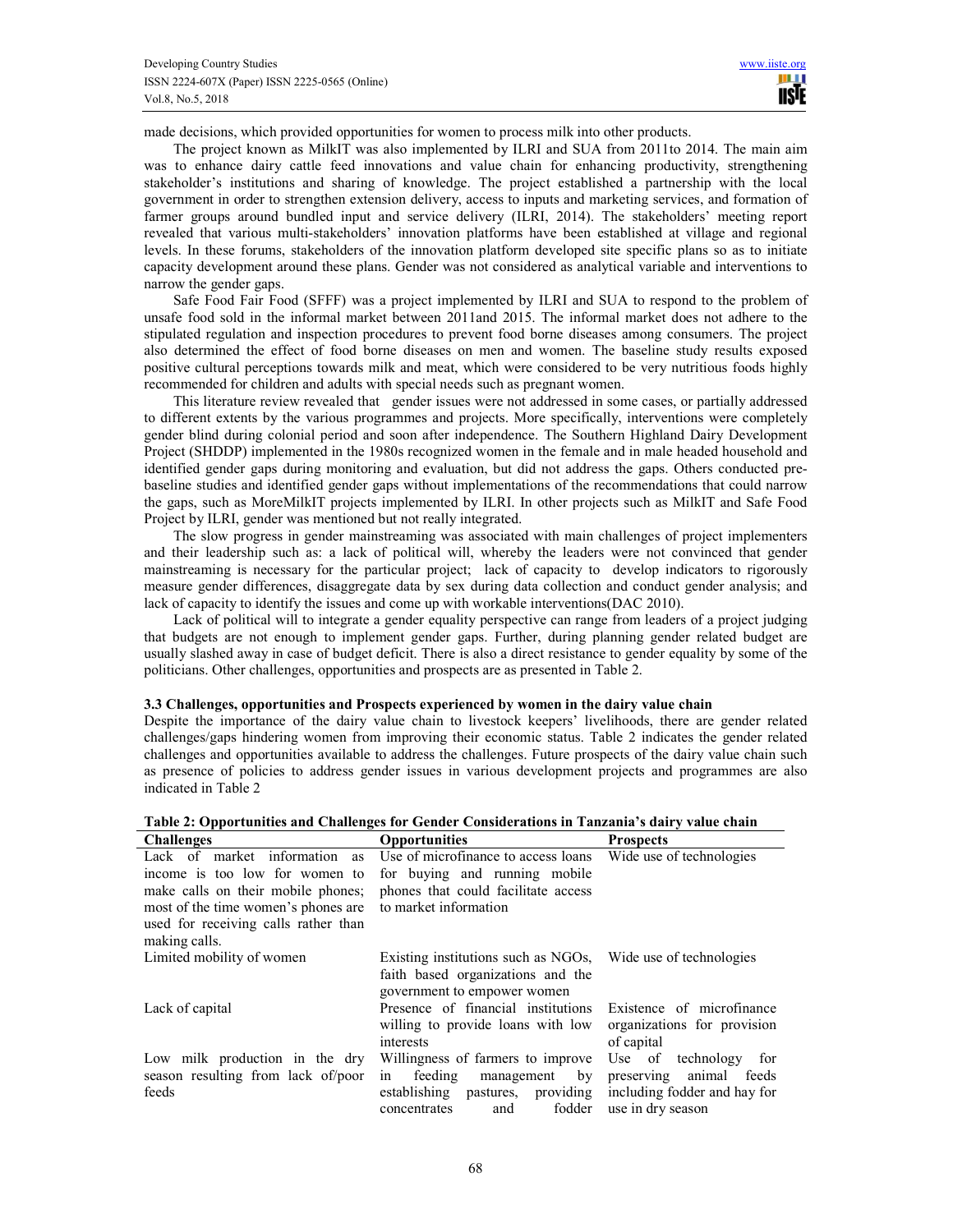made decisions, which provided opportunities for women to process milk into other products.

The project known as MilkIT was also implemented by ILRI and SUA from 2011to 2014. The main aim was to enhance dairy cattle feed innovations and value chain for enhancing productivity, strengthening stakeholder's institutions and sharing of knowledge. The project established a partnership with the local government in order to strengthen extension delivery, access to inputs and marketing services, and formation of farmer groups around bundled input and service delivery (ILRI, 2014). The stakeholders' meeting report revealed that various multi-stakeholders' innovation platforms have been established at village and regional levels. In these forums, stakeholders of the innovation platform developed site specific plans so as to initiate capacity development around these plans. Gender was not considered as analytical variable and interventions to narrow the gender gaps.

Safe Food Fair Food (SFFF) was a project implemented by ILRI and SUA to respond to the problem of unsafe food sold in the informal market between 2011and 2015. The informal market does not adhere to the stipulated regulation and inspection procedures to prevent food borne diseases among consumers. The project also determined the effect of food borne diseases on men and women. The baseline study results exposed positive cultural perceptions towards milk and meat, which were considered to be very nutritious foods highly recommended for children and adults with special needs such as pregnant women.

This literature review revealed that gender issues were not addressed in some cases, or partially addressed to different extents by the various programmes and projects. More specifically, interventions were completely gender blind during colonial period and soon after independence. The Southern Highland Dairy Development Project (SHDDP) implemented in the 1980s recognized women in the female and in male headed household and identified gender gaps during monitoring and evaluation, but did not address the gaps. Others conducted pre-baseline studies and identified gender gaps without implementations of the recommendations that could narrow the gaps, such as MoreMilkIT projects implemented by ILRI. In other projects such as MilkIT and Safe Food Project by ILRI, gender was mentioned but not really integrated.

The slow progress in gender mainstreaming was associated with main challenges of project implementers and their leadership such as: a lack of political will, whereby the leaders were not convinced that gender mainstreaming is necessary for the particular project; lack of capacity to develop indicators to rigorously measure gender differences, disaggregate data by sex during data collection and conduct gender analysis; and lack of capacity to identify the issues and come up with workable interventions(DAC 2010).

Lack of political will to integrate a gender equality perspective can range from leaders of a project judging that budgets are not enough to implement gender gaps. Further, during planning gender related budget are usually slashed away in case of budget deficit. There is also a direct resistance to gender equality by some of the politicians. Other challenges, opportunities and prospects are as presented in Table 2.

### 3.3 Challenges, opportunities and Prospects experienced by women in the dairy value chain

Despite the importance of the dairy value chain to livestock keepers' livelihoods, there are gender related challenges/gaps hindering women from improving their economic status. Table 2 indicates the gender related challenges and opportunities available to address the challenges. Future prospects of the dairy value chain such as presence of policies to address gender issues in various development projects and programmes are also indicated in Table 2

**Table 2: Opportunities and Challenges for Gender Considerations in Tanzania's dairy value chain**

| Challenges | Opportunities | Prospects |
|---|---|---|
| Lack of market information as income is too low for women to make calls on their mobile phones; most of the time women's phones are used for receiving calls rather than making calls. | Use of microfinance to access loans for buying and running mobile phones that could facilitate access to market information | Wide use of technologies |
| Limited mobility of women | Existing institutions such as NGOs, faith based organizations and the government to empower women | Wide use of technologies |
| Lack of capital | Presence of financial institutions willing to provide loans with low interests | Existence of microfinance organizations for provision of capital |
| Low milk production in the dry season resulting from lack of/poor feeds | Willingness of farmers to improve in feeding management by establishing pastures, providing concentrates and fodder | Use of technology for preserving animal feeds including fodder and hay for use in dry season |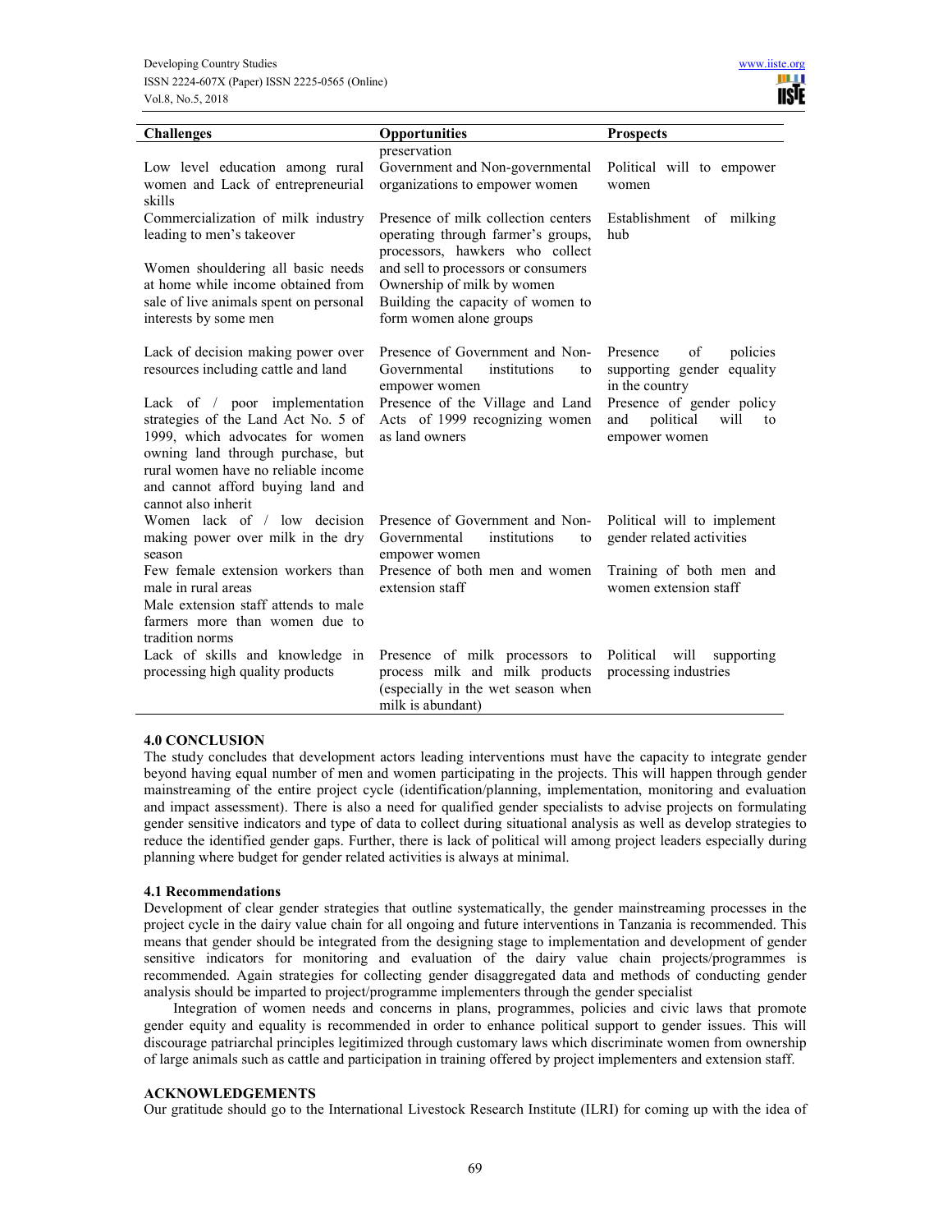| Challenges | Opportunities | Prospects |
|---|---|---|
| | preservation | |
| Low level education among rural women and Lack of entrepreneurial skills | Government and Non-governmental organizations to empower women | Political will to empower women |
| Commercialization of milk industry leading to men's takeover | Presence of milk collection centers operating through farmer's groups, processors, hawkers who collect and sell to processors or consumers | Establishment of milking hub |
| Women shouldering all basic needs at home while income obtained from sale of live animals spent on personal interests by some men | Ownership of milk by women<br>Building the capacity of women to form women alone groups | |
| Lack of decision making power over resources including cattle and land | Presence of Government and Non-Governmental institutions to empower women | Presence of policies supporting gender equality in the country |
| Lack of / poor implementation strategies of the Land Act No. 5 of 1999, which advocates for women owning land through purchase, but rural women have no reliable income and cannot afford buying land and cannot also inherit | Presence of the Village and Land Acts of 1999 recognizing women as land owners | Presence of gender policy and political will to empower women |
| Women lack of / low decision making power over milk in the dry season | Presence of Government and Non-Governmental institutions to empower women | Political will to implement gender related activities |
| Few female extension workers than male in rural areas<br>Male extension staff attends to male farmers more than women due to tradition norms | Presence of both men and women extension staff | Training of both men and women extension staff |
| Lack of skills and knowledge in processing high quality products | Presence of milk processors to process milk and milk products (especially in the wet season when milk is abundant) | Political will supporting processing industries |

## 4.0 CONCLUSION

The study concludes that development actors leading interventions must have the capacity to integrate gender beyond having equal number of men and women participating in the projects. This will happen through gender mainstreaming of the entire project cycle (identification/planning, implementation, monitoring and evaluation and impact assessment). There is also a need for qualified gender specialists to advise projects on formulating gender sensitive indicators and type of data to collect during situational analysis as well as develop strategies to reduce the identified gender gaps. Further, there is lack of political will among project leaders especially during planning where budget for gender related activities is always at minimal.

### 4.1 Recommendations

Development of clear gender strategies that outline systematically, the gender mainstreaming processes in the project cycle in the dairy value chain for all ongoing and future interventions in Tanzania is recommended. This means that gender should be integrated from the designing stage to implementation and development of gender sensitive indicators for monitoring and evaluation of the dairy value chain projects/programmes is recommended. Again strategies for collecting gender disaggregated data and methods of conducting gender analysis should be imparted to project/programme implementers through the gender specialist

Integration of women needs and concerns in plans, programmes, policies and civic laws that promote gender equity and equality is recommended in order to enhance political support to gender issues. This will discourage patriarchal principles legitimized through customary laws which discriminate women from ownership of large animals such as cattle and participation in training offered by project implementers and extension staff.

## ACKNOWLEDGEMENTS

Our gratitude should go to the International Livestock Research Institute (ILRI) for coming up with the idea of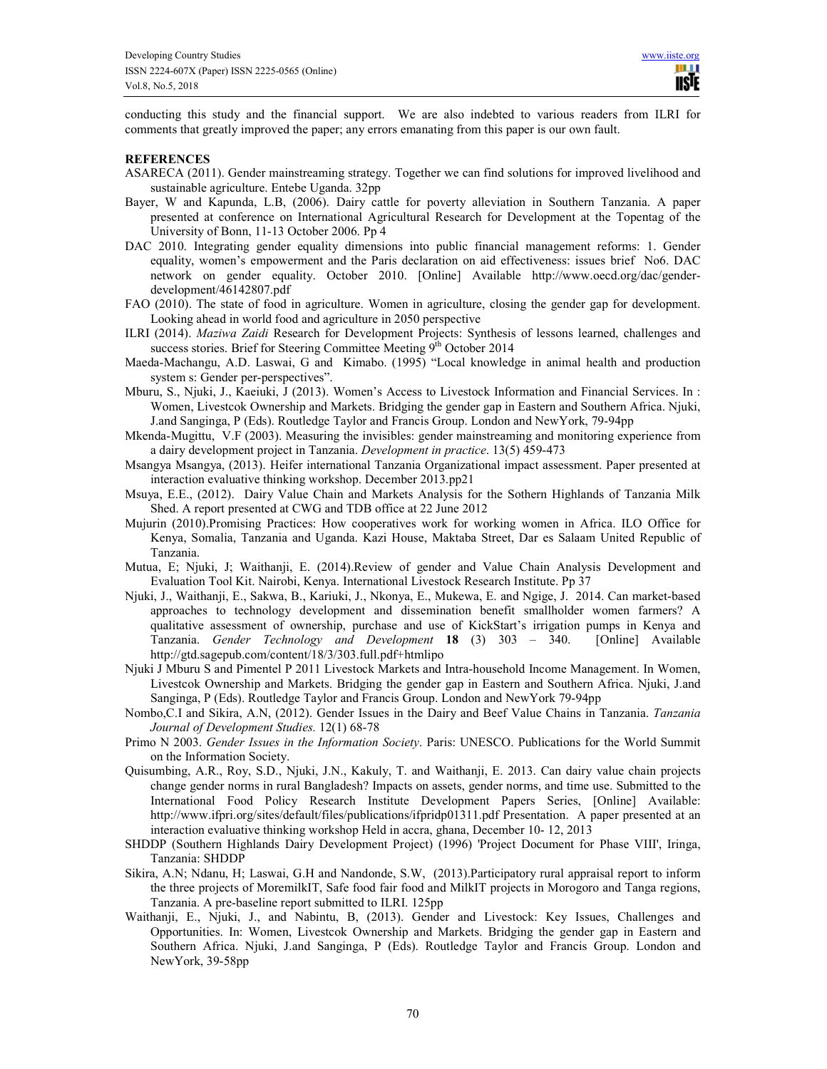conducting this study and the financial support. We are also indebted to various readers from ILRI for comments that greatly improved the paper; any errors emanating from this paper is our own fault.

**REFERENCES**

ASARECA (2011). Gender mainstreaming strategy. Together we can find solutions for improved livelihood and sustainable agriculture. Entebe Uganda. 32pp

Bayer, W and Kapunda, L.B, (2006). Dairy cattle for poverty alleviation in Southern Tanzania. A paper presented at conference on International Agricultural Research for Development at the Topentag of the University of Bonn, 11-13 October 2006. Pp 4

DAC 2010. Integrating gender equality dimensions into public financial management reforms: 1. Gender equality, women's empowerment and the Paris declaration on aid effectiveness: issues brief No6. DAC network on gender equality. October 2010. [Online] Available http://www.oecd.org/dac/gender-development/46142807.pdf

FAO (2010). The state of food in agriculture. Women in agriculture, closing the gender gap for development. Looking ahead in world food and agriculture in 2050 perspective

ILRI (2014). *Maziwa Zaidi* Research for Development Projects: Synthesis of lessons learned, challenges and success stories. Brief for Steering Committee Meeting 9th October 2014

Maeda-Machangu, A.D. Laswai, G and Kimabo. (1995) "Local knowledge in animal health and production system s: Gender per-perspectives".

Mburu, S., Njuki, J., Kaeiuki, J (2013). Women's Access to Livestock Information and Financial Services. In : Women, Livestcok Ownership and Markets. Bridging the gender gap in Eastern and Southern Africa. Njuki, J.and Sanginga, P (Eds). Routledge Taylor and Francis Group. London and NewYork, 79-94pp

Mkenda-Mugittu, V.F (2003). Measuring the invisibles: gender mainstreaming and monitoring experience from a dairy development project in Tanzania. *Development in practice*. 13(5) 459-473

Msangya Msangya, (2013). Heifer international Tanzania Organizational impact assessment. Paper presented at interaction evaluative thinking workshop. December 2013.pp21

Msuya, E.E., (2012). Dairy Value Chain and Markets Analysis for the Sothern Highlands of Tanzania Milk Shed. A report presented at CWG and TDB office at 22 June 2012

Mujurin (2010).Promising Practices: How cooperatives work for working women in Africa. ILO Office for Kenya, Somalia, Tanzania and Uganda. Kazi House, Maktaba Street, Dar es Salaam United Republic of Tanzania.

Mutua, E; Njuki, J; Waithanji, E. (2014).Review of gender and Value Chain Analysis Development and Evaluation Tool Kit. Nairobi, Kenya. International Livestock Research Institute. Pp 37

Njuki, J., Waithanji, E., Sakwa, B., Kariuki, J., Nkonya, E., Mukewa, E. and Ngige, J. 2014. Can market-based approaches to technology development and dissemination benefit smallholder women farmers? A qualitative assessment of ownership, purchase and use of KickStart's irrigation pumps in Kenya and Tanzania. *Gender Technology and Development* **18** (3) 303 – 340. [Online] Available http://gtd.sagepub.com/content/18/3/303.full.pdf+htmlipo

Njuki J Mburu S and Pimentel P 2011 Livestock Markets and Intra-household Income Management. In Women, Livestcok Ownership and Markets. Bridging the gender gap in Eastern and Southern Africa. Njuki, J.and Sanginga, P (Eds). Routledge Taylor and Francis Group. London and NewYork 79-94pp

Nombo,C.I and Sikira, A.N, (2012). Gender Issues in the Dairy and Beef Value Chains in Tanzania. *Tanzania Journal of Development Studies.* 12(1) 68-78

Primo N 2003. *Gender Issues in the Information Society*. Paris: UNESCO. Publications for the World Summit on the Information Society.

Quisumbing, A.R., Roy, S.D., Njuki, J.N., Kakuly, T. and Waithanji, E. 2013. Can dairy value chain projects change gender norms in rural Bangladesh? Impacts on assets, gender norms, and time use. Submitted to the International Food Policy Research Institute Development Papers Series, [Online] Available: http://www.ifpri.org/sites/default/files/publications/ifpridp01311.pdf Presentation. A paper presented at an interaction evaluative thinking workshop Held in accra, ghana, December 10- 12, 2013

SHDDP (Southern Highlands Dairy Development Project) (1996) 'Project Document for Phase VIII', Iringa, Tanzania: SHDDP

Sikira, A.N; Ndanu, H; Laswai, G.H and Nandonde, S.W, (2013).Participatory rural appraisal report to inform the three projects of MoremilkIT, Safe food fair food and MilkIT projects in Morogoro and Tanga regions, Tanzania. A pre-baseline report submitted to ILRI. 125pp

Waithanji, E., Njuki, J., and Nabintu, B, (2013). Gender and Livestock: Key Issues, Challenges and Opportunities. In: Women, Livestcok Ownership and Markets. Bridging the gender gap in Eastern and Southern Africa. Njuki, J.and Sanginga, P (Eds). Routledge Taylor and Francis Group. London and NewYork, 39-58pp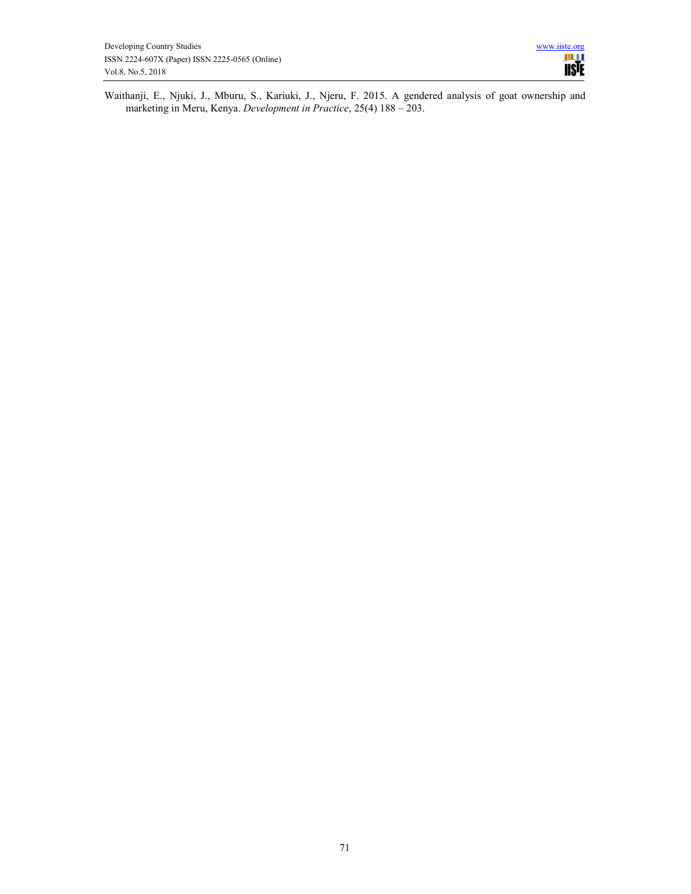Waithanji, E., Njuki, J., Mburu, S., Kariuki, J., Njeru, F. 2015. A gendered analysis of goat ownership and marketing in Meru, Kenya. *Development in Practice*, 25(4) 188 – 203.